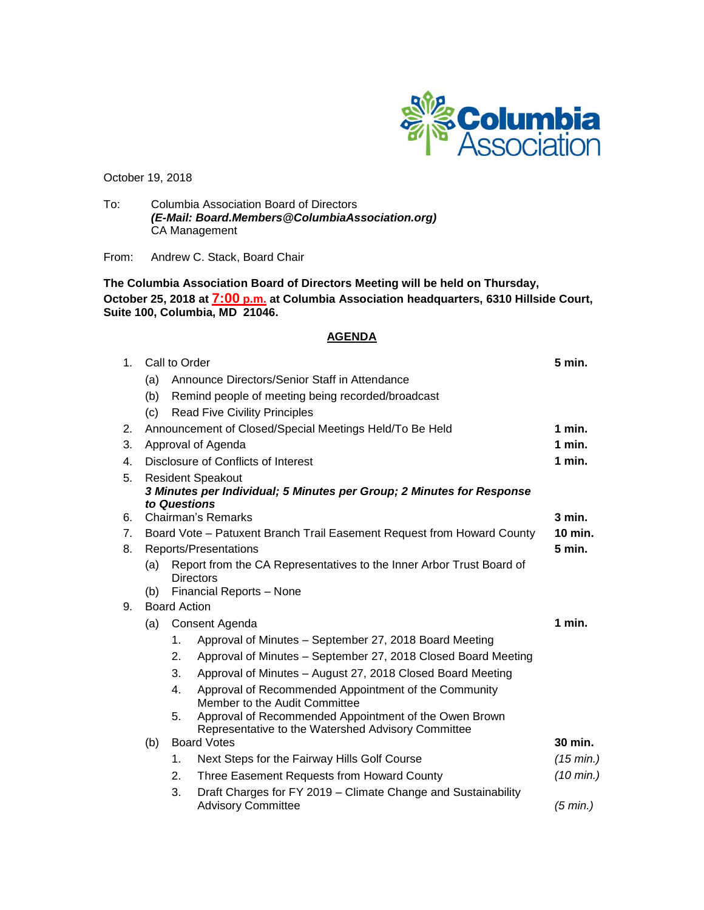Columbia Association

October 19, 2018

To: Columbia Association Board of Directors
***(E-Mail: Board.Members@ColumbiaAssociation.org)***
CA Management

From: Andrew C. Stack, Board Chair

**The Columbia Association Board of Directors Meeting will be held on Thursday, October 25, 2018 at 7:00 p.m. at Columbia Association headquarters, 6310 Hillside Court, Suite 100, Columbia, MD 21046.**

## AGENDA

1. Call to Order — **5 min.**
   - (a) Announce Directors/Senior Staff in Attendance
   - (b) Remind people of meeting being recorded/broadcast
   - (c) Read Five Civility Principles
2. Announcement of Closed/Special Meetings Held/To Be Held — **1 min.**
3. Approval of Agenda — **1 min.**
4. Disclosure of Conflicts of Interest — **1 min.**
5. Resident Speakout
   ***3 Minutes per Individual; 5 Minutes per Group; 2 Minutes for Response to Questions***
6. Chairman's Remarks — **3 min.**
7. Board Vote – Patuxent Branch Trail Easement Request from Howard County — **10 min.**
8. Reports/Presentations — **5 min.**
   - (a) Report from the CA Representatives to the Inner Arbor Trust Board of Directors
   - (b) Financial Reports – None
9. Board Action
   - (a) Consent Agenda — **1 min.**
     1. Approval of Minutes – September 27, 2018 Board Meeting
     2. Approval of Minutes – September 27, 2018 Closed Board Meeting
     3. Approval of Minutes – August 27, 2018 Closed Board Meeting
     4. Approval of Recommended Appointment of the Community Member to the Audit Committee
     5. Approval of Recommended Appointment of the Owen Brown Representative to the Watershed Advisory Committee
   - (b) Board Votes — **30 min.**
     1. Next Steps for the Fairway Hills Golf Course — *(15 min.)*
     2. Three Easement Requests from Howard County — *(10 min.)*
     3. Draft Charges for FY 2019 – Climate Change and Sustainability Advisory Committee — *(5 min.)*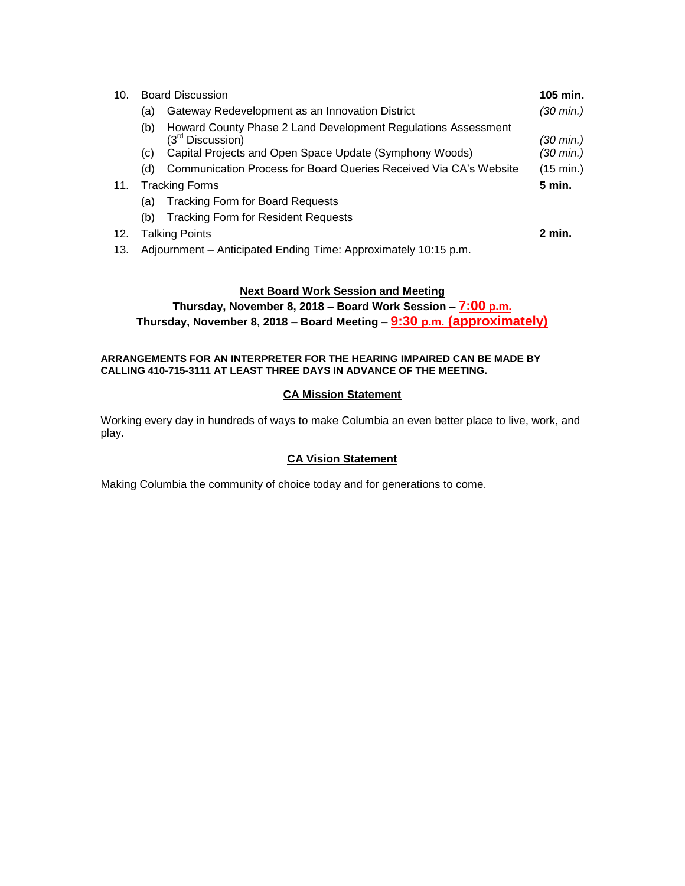10. Board Discussion **105 min.**
    - (a) Gateway Redevelopment as an Innovation District *(30 min.)*
    - (b) Howard County Phase 2 Land Development Regulations Assessment (3rd Discussion) *(30 min.)*
    - (c) Capital Projects and Open Space Update (Symphony Woods) *(30 min.)*
    - (d) Communication Process for Board Queries Received Via CA's Website (15 min.)
11. Tracking Forms **5 min.**
    - (a) Tracking Form for Board Requests
    - (b) Tracking Form for Resident Requests
12. Talking Points **2 min.**
13. Adjournment – Anticipated Ending Time: Approximately 10:15 p.m.

**Next Board Work Session and Meeting**

**Thursday, November 8, 2018 – Board Work Session – 7:00 p.m.**

**Thursday, November 8, 2018 – Board Meeting – 9:30 p.m. (approximately)**

**ARRANGEMENTS FOR AN INTERPRETER FOR THE HEARING IMPAIRED CAN BE MADE BY CALLING 410-715-3111 AT LEAST THREE DAYS IN ADVANCE OF THE MEETING.**

**CA Mission Statement**

Working every day in hundreds of ways to make Columbia an even better place to live, work, and play.

**CA Vision Statement**

Making Columbia the community of choice today and for generations to come.